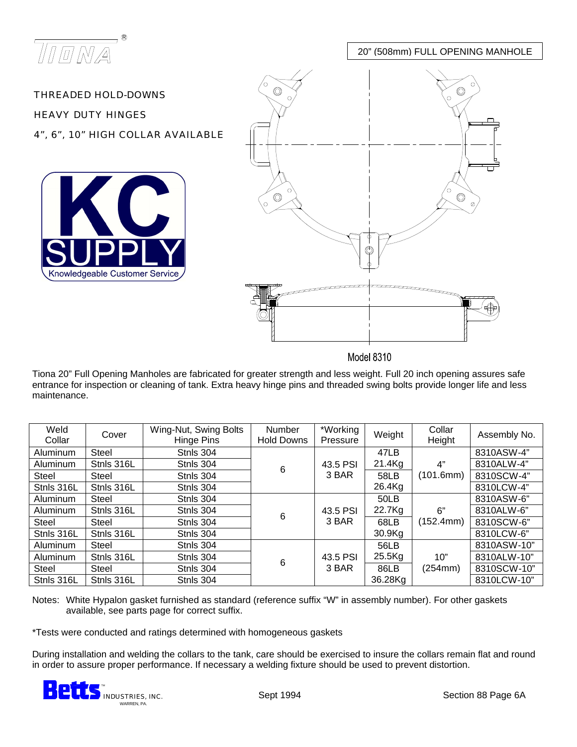TIONA®

20" (508mm) FULL OPENING MANHOLE

THREADED HOLD-DOWNS

HEAVY DUTY HINGES

4", 6", 10" HIGH COLLAR AVAILABLE

KC SUPPLY
Knowledgeable Customer Service

Model 8310

Tiona 20" Full Opening Manholes are fabricated for greater strength and less weight. Full 20 inch opening assures safe entrance for inspection or cleaning of tank. Extra heavy hinge pins and threaded swing bolts provide longer life and less maintenance.

| Weld Collar | Cover | Wing-Nut, Swing Bolts Hinge Pins | Number Hold Downs | *Working Pressure | Weight | Collar Height | Assembly No. |
|---|---|---|---|---|---|---|---|
| Aluminum | Steel | Stnls 304 | 6 | 43.5 PSI 3 BAR | 47LB 21.4Kg | 4" (101.6mm) | 8310ASW-4" |
| Aluminum | Stnls 316L | Stnls 304 | | | | | 8310ALW-4" |
| Steel | Steel | Stnls 304 | | | 58LB 26.4Kg | | 8310SCW-4" |
| Stnls 316L | Stnls 316L | Stnls 304 | | | | | 8310LCW-4" |
| Aluminum | Steel | Stnls 304 | 6 | 43.5 PSI 3 BAR | 50LB 22.7Kg | 6" (152.4mm) | 8310ASW-6" |
| Aluminum | Stnls 316L | Stnls 304 | | | | | 8310ALW-6" |
| Steel | Steel | Stnls 304 | | | 68LB 30.9Kg | | 8310SCW-6" |
| Stnls 316L | Stnls 316L | Stnls 304 | | | | | 8310LCW-6" |
| Aluminum | Steel | Stnls 304 | 6 | 43.5 PSI 3 BAR | 56LB 25.5Kg | 10" (254mm) | 8310ASW-10" |
| Aluminum | Stnls 316L | Stnls 304 | | | | | 8310ALW-10" |
| Steel | Steel | Stnls 304 | | | 86LB 36.28Kg | | 8310SCW-10" |
| Stnls 316L | Stnls 316L | Stnls 304 | | | | | 8310LCW-10" |

Notes: White Hypalon gasket furnished as standard (reference suffix "W" in assembly number). For other gaskets available, see parts page for correct suffix.

*Tests were conducted and ratings determined with homogeneous gaskets

During installation and welding the collars to the tank, care should be exercised to insure the collars remain flat and round in order to assure proper performance. If necessary a welding fixture should be used to prevent distortion.

Betts™ INDUSTRIES, INC.
WARREN, PA.

Sept 1994

Section 88 Page 6A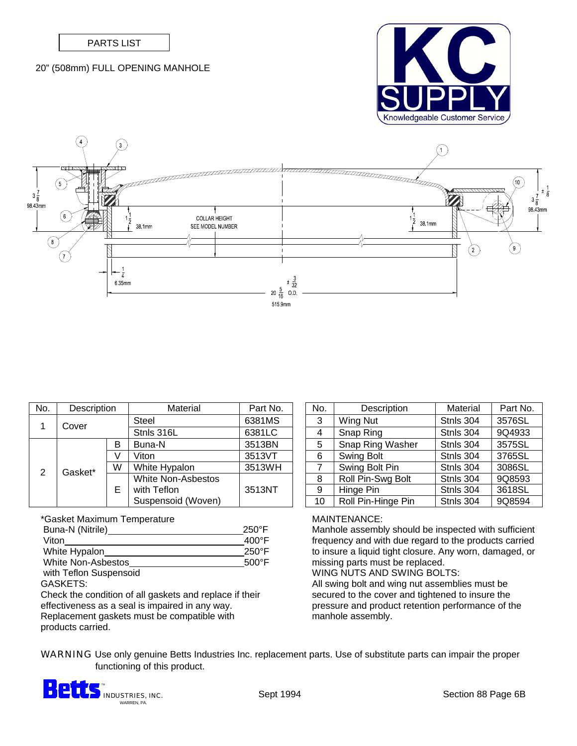PARTS LIST

20" (508mm) FULL OPENING MANHOLE

KC SUPPLY
Knowledgeable Customer Service

1
2
3
4
5
6
7
8
9
10
$3\frac{7}{8}$
98.43mm
$1\frac{1}{2}$
38.1mm
COLLAR HEIGHT
SEE MODEL NUMBER
$3\frac{7}{8}$ $\pm\frac{1}{8}$
98.43mm
$\frac{1}{4}$
6.35mm
$20\frac{5}{16}$ O.D. $\pm\frac{3}{32}$
515.9mm

| No. | Description | | Material | Part No. |
|---|---|---|---|---|
| 1 | Cover | | Steel | 6381MS |
| | | | Stnls 316L | 6381LC |
| 2 | Gasket* | B | Buna-N | 3513BN |
| | | V | Viton | 3513VT |
| | | W | White Hypalon | 3513WH |
| | | E | White Non-Asbestos with Teflon Suspensoid (Woven) | 3513NT |

| No. | Description | Material | Part No. |
|---|---|---|---|
| 3 | Wing Nut | Stnls 304 | 3576SL |
| 4 | Snap Ring | Stnls 304 | 9Q4933 |
| 5 | Snap Ring Washer | Stnls 304 | 3575SL |
| 6 | Swing Bolt | Stnls 304 | 3765SL |
| 7 | Swing Bolt Pin | Stnls 304 | 3086SL |
| 8 | Roll Pin-Swg Bolt | Stnls 304 | 9Q8593 |
| 9 | Hinge Pin | Stnls 304 | 3618SL |
| 10 | Roll Pin-Hinge Pin | Stnls 304 | 9Q8594 |

*Gasket Maximum Temperature

| | |
|---|---|
| Buna-N (Nitrile) | 250°F |
| Viton | 400°F |
| White Hypalon | 250°F |
| White Non-Asbestos with Teflon Suspensoid | 500°F |

GASKETS:
Check the condition of all gaskets and replace if their effectiveness as a seal is impaired in any way. Replacement gaskets must be compatible with products carried.

MAINTENANCE:
Manhole assembly should be inspected with sufficient frequency and with due regard to the products carried to insure a liquid tight closure. Any worn, damaged, or missing parts must be replaced.

WING NUTS AND SWING BOLTS:
All swing bolt and wing nut assemblies must be secured to the cover and tightened to insure the pressure and product retention performance of the manhole assembly.

WARNING Use only genuine Betts Industries Inc. replacement parts. Use of substitute parts can impair the proper functioning of this product.

Betts™ INDUSTRIES, INC. WARREN, PA.

Sept 1994

Section 88 Page 6B